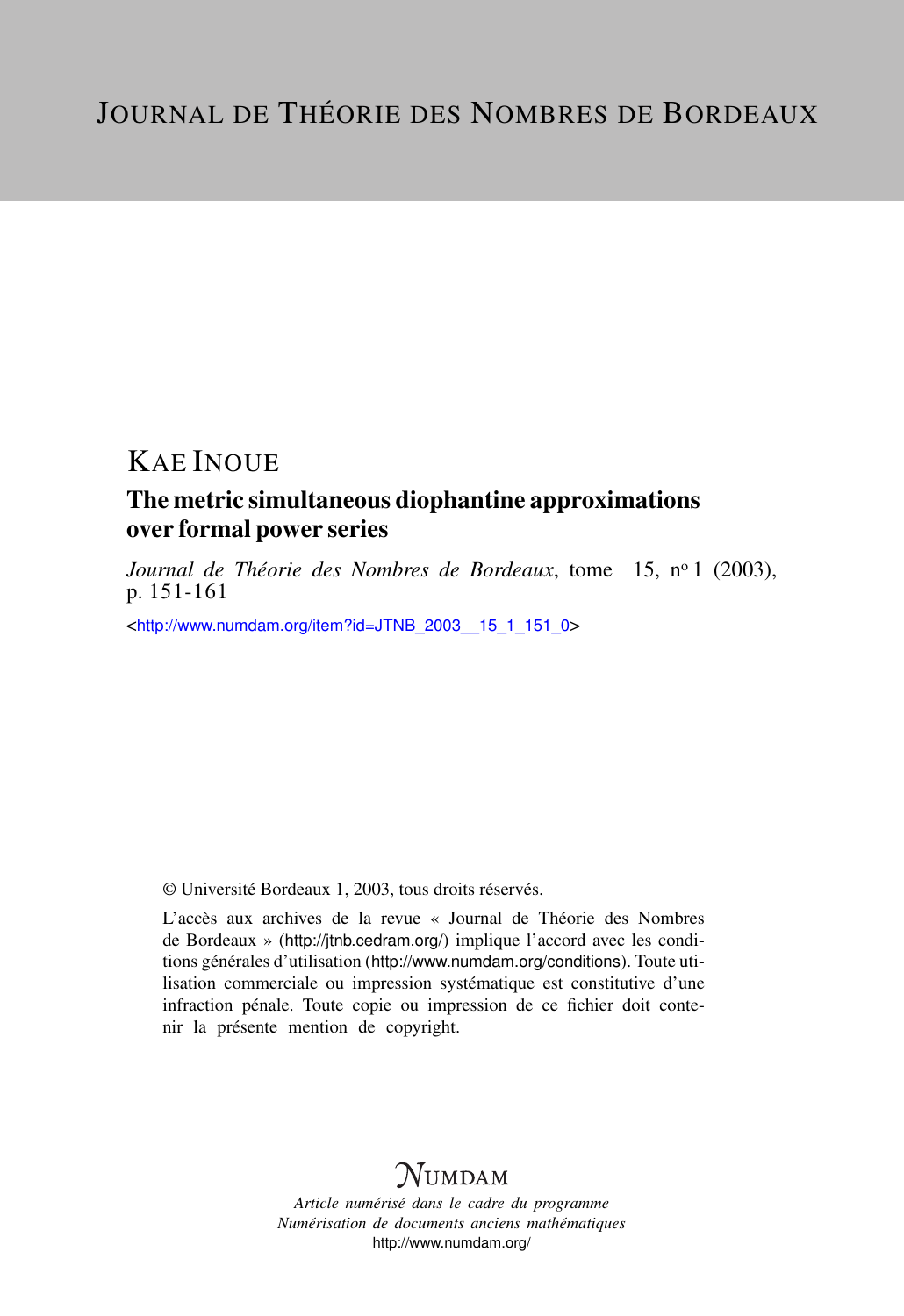# Journal de Théorie des Nombres de Bordeaux

## KAE INOUE

### The metric simultaneous diophantine approximations over formal power series

*Journal de Théorie des Nombres de Bordeaux*, tome 15, nº 1 (2003), p. 151-161

<http://www.numdam.org/item?id=JTNB_2003__15_1_151_0>

© Université Bordeaux 1, 2003, tous droits réservés.

L'accès aux archives de la revue « Journal de Théorie des Nombres de Bordeaux » (http://jtnb.cedram.org/) implique l'accord avec les conditions générales d'utilisation (http://www.numdam.org/conditions). Toute utilisation commerciale ou impression systématique est constitutive d'une infraction pénale. Toute copie ou impression de ce fichier doit contenir la présente mention de copyright.

**NUMDAM**

*Article numérisé dans le cadre du programme*
*Numérisation de documents anciens mathématiques*
http://www.numdam.org/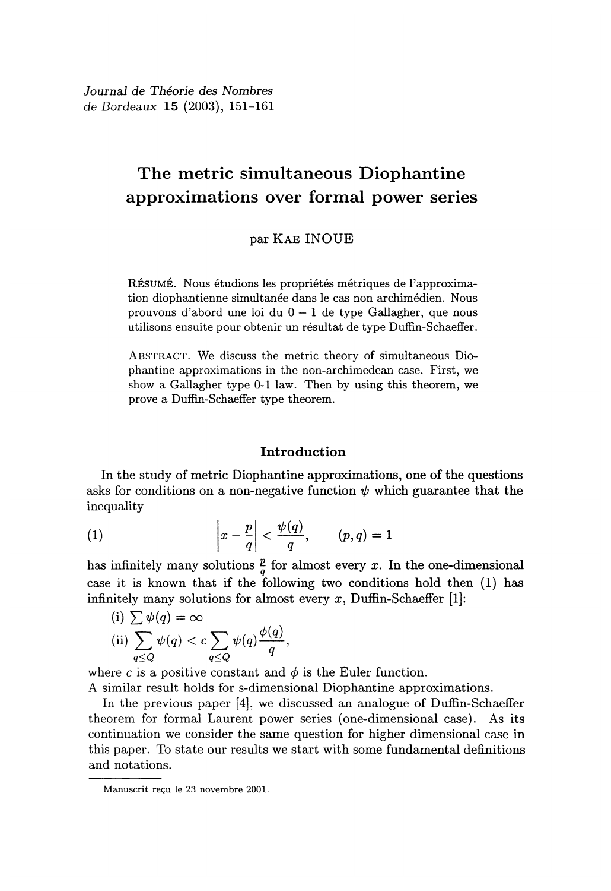*Journal de Théorie des Nombres*
*de Bordeaux* **15** (2003), 151-161

# The metric simultaneous Diophantine approximations over formal power series

par Kae INOUE

Résumé. Nous étudions les propriétés métriques de l'approximation diophantienne simultanée dans le cas non archimédien. Nous prouvons d'abord une loi du $0-1$ de type Gallagher, que nous utilisons ensuite pour obtenir un résultat de type Duffin-Schaeffer.

Abstract. We discuss the metric theory of simultaneous Diophantine approximations in the non-archimedean case. First, we show a Gallagher type 0-1 law. Then by using this theorem, we prove a Duffin-Schaeffer type theorem.

## Introduction

In the study of metric Diophantine approximations, one of the questions asks for conditions on a non-negative function $\psi$ which guarantee that the inequality

$$
(1) \qquad \left| x - \frac{p}{q} \right| < \frac{\psi(q)}{q}, \qquad (p, q) = 1
$$

has infinitely many solutions $\frac{p}{q}$ for almost every $x$. In the one-dimensional case it is known that if the following two conditions hold then (1) has infinitely many solutions for almost every $x$, Duffin-Schaeffer [1]:

(i) $\sum \psi(q) = \infty$

(ii) $\sum_{q \le Q} \psi(q) < c \sum_{q \le Q} \psi(q) \frac{\phi(q)}{q}$,

where $c$ is a positive constant and $\phi$ is the Euler function.
A similar result holds for s-dimensional Diophantine approximations.

In the previous paper [4], we discussed an analogue of Duffin-Schaeffer theorem for formal Laurent power series (one-dimensional case). As its continuation we consider the same question for higher dimensional case in this paper. To state our results we start with some fundamental definitions and notations.

Manuscrit reçu le 23 novembre 2001.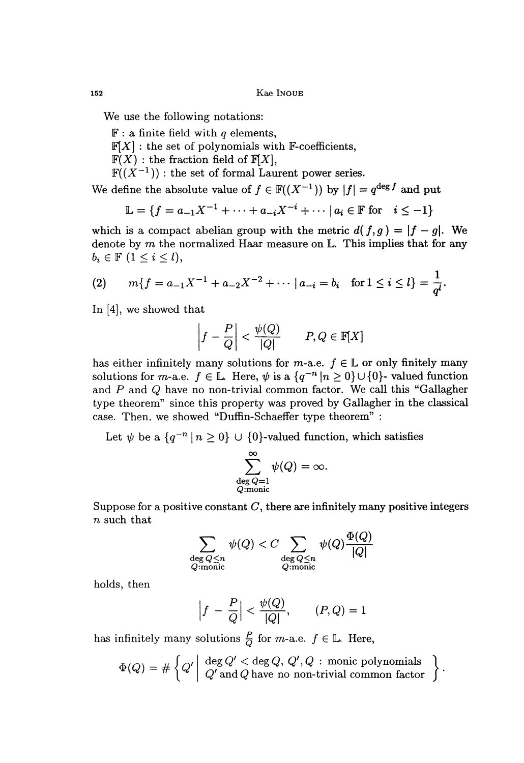We use the following notations:

$\mathbb{F}$ : a finite field with $q$ elements,

$\mathbb{F}[X]$ : the set of polynomials with $\mathbb{F}$-coefficients,

$\mathbb{F}(X)$ : the fraction field of $\mathbb{F}[X]$,

$\mathbb{F}((X^{-1}))$ : the set of formal Laurent power series.

We define the absolute value of $f \in \mathbb{F}((X^{-1}))$ by $|f| = q^{\deg f}$ and put

$$\mathbb{L} = \{f = a_{-1}X^{-1} + \cdots + a_{-i}X^{-i} + \cdots \mid a_i \in \mathbb{F} \text{ for } \ i \leq -1\}$$

which is a compact abelian group with the metric $d(f, g) = |f - g|$. We denote by $m$ the normalized Haar measure on $\mathbb{L}$. This implies that for any $b_i \in \mathbb{F}$ $(1 \leq i \leq l)$,

$$(2) \qquad m\{f = a_{-1}X^{-1} + a_{-2}X^{-2} + \cdots \mid a_{-i} = b_i \quad \text{for } 1 \leq i \leq l\} = \frac{1}{q^l}.$$

In [4], we showed that

$$\left| f - \frac{P}{Q} \right| < \frac{\psi(Q)}{|Q|} \qquad P, Q \in \mathbb{F}[X]$$

has either infinitely many solutions for $m$-a.e. $f \in \mathbb{L}$ or only finitely many solutions for $m$-a.e. $f \in \mathbb{L}$. Here, $\psi$ is a $\{q^{-n} \,|n \geq 0\} \cup \{0\}$- valued function and $P$ and $Q$ have no non-trivial common factor. We call this "Gallagher type theorem" since this property was proved by Gallagher in the classical case. Then, we showed "Duffin-Schaeffer type theorem" :

Let $\psi$ be a $\{q^{-n} \,|\, n \geq 0\} \,\cup\, \{0\}$-valued function, which satisfies

$$\sum_{\substack{\deg Q = 1 \\ Q:\text{monic}}}^{\infty} \psi(Q) = \infty.$$

Suppose for a positive constant $C$, there are infinitely many positive integers $n$ such that

$$\sum_{\substack{\deg Q \leq n \\ Q:\text{monic}}} \psi(Q) < C \sum_{\substack{\deg Q \leq n \\ Q:\text{monic}}} \psi(Q) \frac{\Phi(Q)}{|Q|}$$

holds, then

$$\left| f - \frac{P}{Q} \right| < \frac{\psi(Q)}{|Q|}, \qquad (P, Q) = 1$$

has infinitely many solutions $\frac{P}{Q}$ for $m$-a.e. $f \in \mathbb{L}$. Here,

$$\Phi(Q) = \# \left\{ Q' \;\middle|\; \begin{array}{l} \deg Q' < \deg Q, \; Q', Q \; : \text{ monic polynomials} \\ Q' \text{ and } Q \text{ have no non-trivial common factor} \end{array} \right\}.$$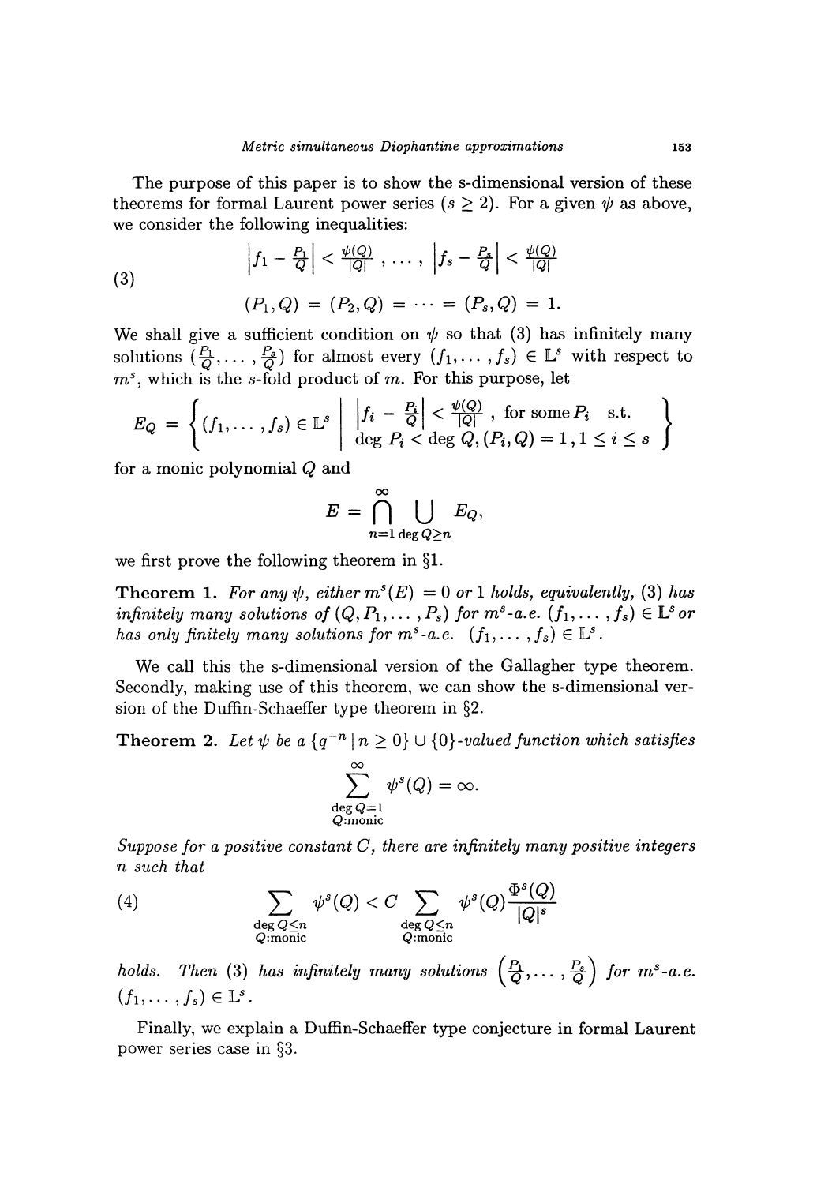The purpose of this paper is to show the s-dimensional version of these theorems for formal Laurent power series ($s \geq 2$). For a given $\psi$ as above, we consider the following inequalities:

$$
\begin{aligned}
&\left|f_1 - \frac{P_1}{Q}\right| < \frac{\psi(Q)}{|Q|}, \ldots, \left|f_s - \frac{P_s}{Q}\right| < \frac{\psi(Q)}{|Q|} \\
&(P_1, Q) = (P_2, Q) = \cdots = (P_s, Q) = 1.
\end{aligned} \tag{3}
$$

We shall give a sufficient condition on $\psi$ so that (3) has infinitely many solutions $(\frac{P_1}{Q}, \ldots, \frac{P_s}{Q})$ for almost every $(f_1, \ldots, f_s) \in \mathbb{L}^s$ with respect to $m^s$, which is the $s$-fold product of $m$. For this purpose, let

$$
E_Q = \left\{ (f_1, \ldots, f_s) \in \mathbb{L}^s \;\middle|\; \begin{array}{l} \left|f_i - \frac{P_i}{Q}\right| < \frac{\psi(Q)}{|Q|}, \text{ for some } P_i \text{ s.t.} \\ \deg P_i < \deg Q, (P_i, Q) = 1, 1 \leq i \leq s \end{array} \right\}
$$

for a monic polynomial $Q$ and

$$
E = \bigcap_{n=1}^{\infty} \bigcup_{\deg Q \geq n} E_Q,
$$

we first prove the following theorem in §1.

**Theorem 1.** *For any $\psi$, either $m^s(E) = 0$ or $1$ holds, equivalently, (3) has infinitely many solutions of $(Q, P_1, \ldots, P_s)$ for $m^s$-a.e. $(f_1, \ldots, f_s) \in \mathbb{L}^s$ or has only finitely many solutions for $m^s$-a.e. $(f_1, \ldots, f_s) \in \mathbb{L}^s$.*

We call this the s-dimensional version of the Gallagher type theorem. Secondly, making use of this theorem, we can show the s-dimensional version of the Duffin-Schaeffer type theorem in §2.

**Theorem 2.** *Let $\psi$ be a $\{q^{-n} \mid n \geq 0\} \cup \{0\}$-valued function which satisfies*

$$
\sum_{\substack{\deg Q = 1 \\ Q:\text{monic}}}^{\infty} \psi^s(Q) = \infty.
$$

*Suppose for a positive constant $C$, there are infinitely many positive integers $n$ such that*

$$
\sum_{\substack{\deg Q \leq n \\ Q:\text{monic}}} \psi^s(Q) < C \sum_{\substack{\deg Q \leq n \\ Q:\text{monic}}} \psi^s(Q) \frac{\Phi^s(Q)}{|Q|^s} \tag{4}
$$

*holds. Then (3) has infinitely many solutions $\left(\frac{P_1}{Q}, \ldots, \frac{P_s}{Q}\right)$ for $m^s$-a.e. $(f_1, \ldots, f_s) \in \mathbb{L}^s$.*

Finally, we explain a Duffin-Schaeffer type conjecture in formal Laurent power series case in §3.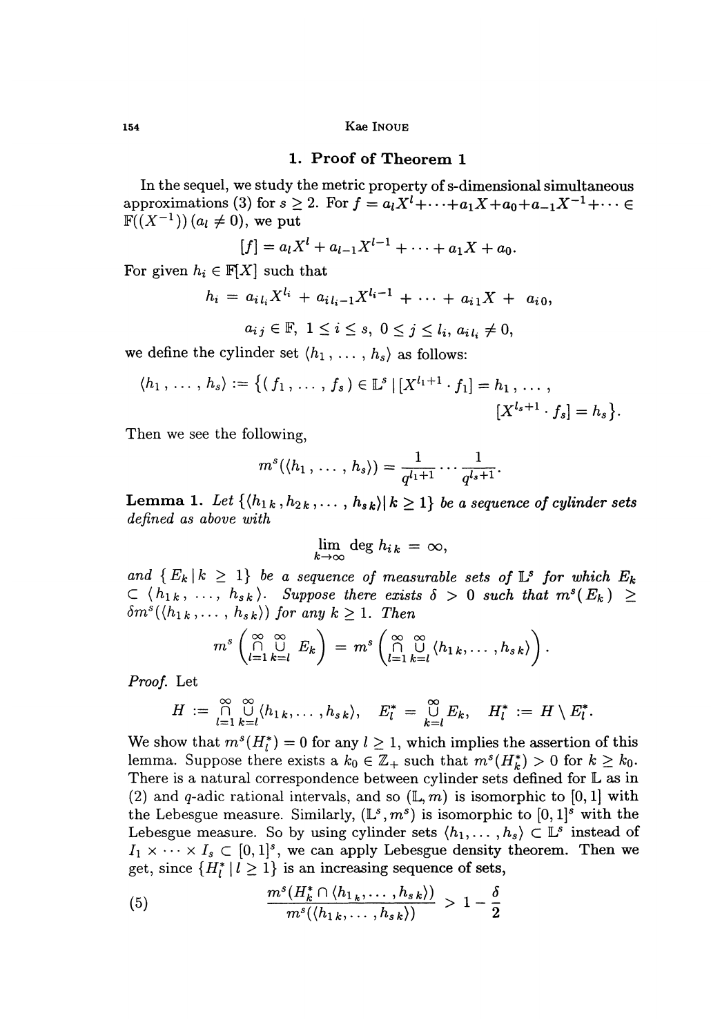## 1. Proof of Theorem 1

In the sequel, we study the metric property of s-dimensional simultaneous approximations (3) for $s \geq 2$. For $f = a_l X^l + \cdots + a_1 X + a_0 + a_{-1}X^{-1} + \cdots \in \mathbb{F}((X^{-1}))$ $(a_l \neq 0)$, we put

$$[f] = a_l X^l + a_{l-1}X^{l-1} + \cdots + a_1 X + a_0.$$

For given $h_i \in \mathbb{F}[X]$ such that

$$h_i = a_{i\,l_i} X^{l_i} + a_{i\,l_i-1} X^{l_i - 1} + \cdots + a_{i1} X + a_{i0},$$

$$a_{ij} \in \mathbb{F},\ 1 \leq i \leq s,\ 0 \leq j \leq l_i,\ a_{i\,l_i} \neq 0,$$

we define the cylinder set $\langle h_1, \ldots, h_s \rangle$ as follows:

$$\langle h_1, \ldots, h_s \rangle := \{ (f_1, \ldots, f_s) \in \mathbb{L}^s \mid [X^{l_1+1} \cdot f_1] = h_1, \ldots, [X^{l_s+1} \cdot f_s] = h_s \}.$$

Then we see the following,

$$m^s(\langle h_1, \ldots, h_s \rangle) = \frac{1}{q^{l_1+1}} \cdots \frac{1}{q^{l_s+1}}.$$

**Lemma 1.** *Let $\{\langle h_{1k}, h_{2k}, \ldots, h_{sk} \rangle | k \geq 1\}$ be a sequence of cylinder sets defined as above with*

$$\lim_{k \to \infty} \deg h_{ik} = \infty,$$

*and $\{E_k \mid k \geq 1\}$ be a sequence of measurable sets of $\mathbb{L}^s$ for which $E_k \subset \langle h_{1k}, \ldots, h_{sk} \rangle$. Suppose there exists $\delta > 0$ such that $m^s(E_k) \geq \delta m^s(\langle h_{1k}, \ldots, h_{sk} \rangle)$ for any $k \geq 1$. Then*

$$m^s\left( \bigcap_{l=1}^{\infty} \bigcup_{k=l}^{\infty} E_k \right) = m^s\left( \bigcap_{l=1}^{\infty} \bigcup_{k=l}^{\infty} \langle h_{1k}, \ldots, h_{sk} \rangle \right).$$

*Proof.* Let

$$H := \bigcap_{l=1}^{\infty} \bigcup_{k=l}^{\infty} \langle h_{1k}, \ldots, h_{sk} \rangle, \quad E_l^* = \bigcup_{k=l}^{\infty} E_k, \quad H_l^* := H \setminus E_l^*.$$

We show that $m^s(H_l^*) = 0$ for any $l \geq 1$, which implies the assertion of this lemma. Suppose there exists a $k_0 \in \mathbb{Z}_+$ such that $m^s(H_k^*) > 0$ for $k \geq k_0$. There is a natural correspondence between cylinder sets defined for $\mathbb{L}$ as in (2) and $q$-adic rational intervals, and so $(\mathbb{L}, m)$ is isomorphic to $[0,1]$ with the Lebesgue measure. Similarly, $(\mathbb{L}^s, m^s)$ is isomorphic to $[0,1]^s$ with the Lebesgue measure. So by using cylinder sets $\langle h_1, \ldots, h_s \rangle \subset \mathbb{L}^s$ instead of $I_1 \times \cdots \times I_s \subset [0,1]^s$, we can apply Lebesgue density theorem. Then we get, since $\{H_l^* \mid l \geq 1\}$ is an increasing sequence of sets,

$$\frac{m^s(H_k^* \cap \langle h_{1k}, \ldots, h_{sk} \rangle)}{m^s(\langle h_{1k}, \ldots, h_{sk} \rangle)} > 1 - \frac{\delta}{2} \tag{5}$$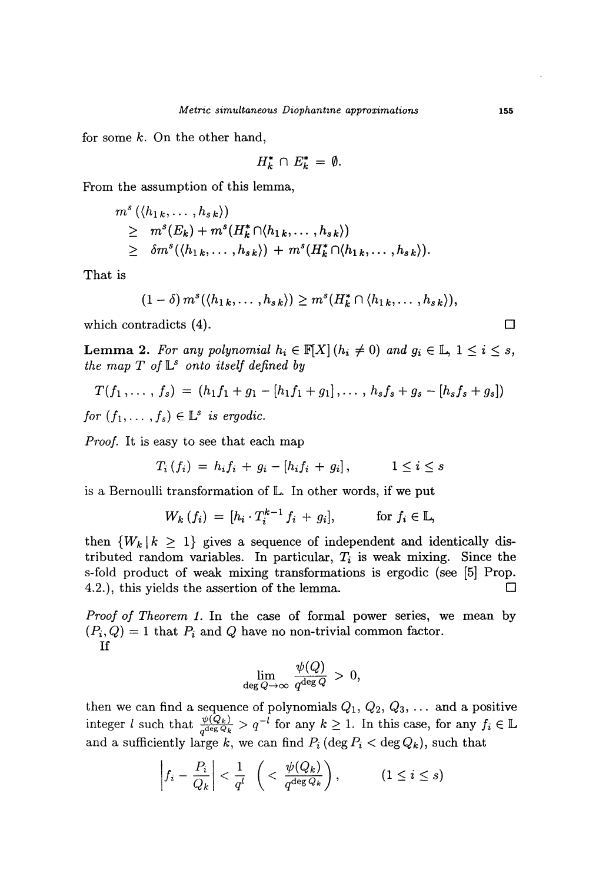for some $k$. On the other hand,

$$H_k^* \cap E_k^* = \emptyset.$$

From the assumption of this lemma,

$$\begin{aligned}
& m^s(\langle h_{1k}, \dots, h_{sk} \rangle) \\
\geq \;& m^s(E_k) + m^s(H_k^* \cap \langle h_{1k}, \dots, h_{sk} \rangle) \\
\geq \;& \delta m^s(\langle h_{1k}, \dots, h_{sk} \rangle) + m^s(H_k^* \cap \langle h_{1k}, \dots, h_{sk} \rangle).
\end{aligned}$$

That is

$$(1-\delta)\, m^s(\langle h_{1k}, \dots, h_{sk} \rangle) \geq m^s(H_k^* \cap \langle h_{1k}, \dots, h_{sk} \rangle),$$

which contradicts (4). □

**Lemma 2.** *For any polynomial $h_i \in \mathbb{F}[X]$ $(h_i \neq 0)$ and $g_i \in \mathbb{L}$, $1 \leq i \leq s$, the map $T$ of $\mathbb{L}^s$ onto itself defined by*

$$T(f_1, \dots, f_s) = (h_1 f_1 + g_1 - [h_1 f_1 + g_1], \dots, h_s f_s + g_s - [h_s f_s + g_s])$$

*for $(f_1, \dots, f_s) \in \mathbb{L}^s$ is ergodic.*

*Proof.* It is easy to see that each map

$$T_i(f_i) = h_i f_i + g_i - [h_i f_i + g_i], \qquad 1 \leq i \leq s$$

is a Bernoulli transformation of $\mathbb{L}$. In other words, if we put

$$W_k(f_i) = [h_i \cdot T_i^{k-1} f_i + g_i], \qquad \text{for } f_i \in \mathbb{L},$$

then $\{W_k \mid k \geq 1\}$ gives a sequence of independent and identically distributed random variables. In particular, $T_i$ is weak mixing. Since the s-fold product of weak mixing transformations is ergodic (see [5] Prop. 4.2.), this yields the assertion of the lemma. □

*Proof of Theorem 1.* In the case of formal power series, we mean by $(P_i, Q) = 1$ that $P_i$ and $Q$ have no non-trivial common factor.

If

$$\lim_{\deg Q \to \infty} \frac{\psi(Q)}{q^{\deg Q}} > 0,$$

then we can find a sequence of polynomials $Q_1, Q_2, Q_3, \dots$ and a positive integer $l$ such that $\frac{\psi(Q_k)}{q^{\deg Q_k}} > q^{-l}$ for any $k \geq 1$. In this case, for any $f_i \in \mathbb{L}$ and a sufficiently large $k$, we can find $P_i$ $(\deg P_i < \deg Q_k)$, such that

$$\left| f_i - \frac{P_i}{Q_k} \right| < \frac{1}{q^l} \ \left( < \frac{\psi(Q_k)}{q^{\deg Q_k}} \right), \qquad (1 \leq i \leq s)$$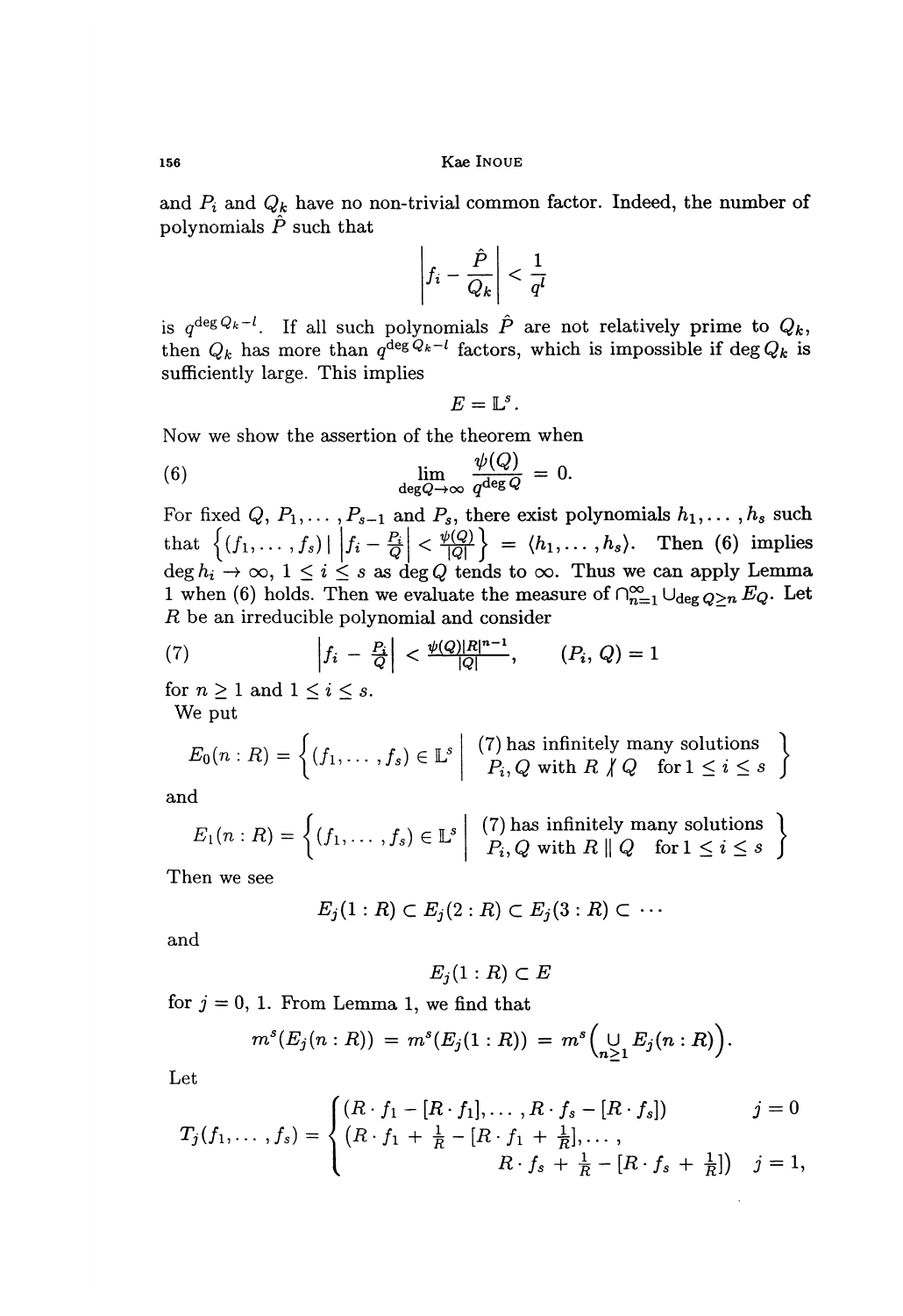and $P_i$ and $Q_k$ have no non-trivial common factor. Indeed, the number of polynomials $\hat{P}$ such that

$$\left| f_i - \frac{\hat{P}}{Q_k} \right| < \frac{1}{q^l}$$

is $q^{\deg Q_k - l}$. If all such polynomials $\hat{P}$ are not relatively prime to $Q_k$, then $Q_k$ has more than $q^{\deg Q_k - l}$ factors, which is impossible if $\deg Q_k$ is sufficiently large. This implies

$$E = \mathbb{L}^s.$$

Now we show the assertion of the theorem when

$$\lim_{\deg Q \to \infty} \frac{\psi(Q)}{q^{\deg Q}} = 0. \tag{6}$$

For fixed $Q$, $P_1, \dots, P_{s-1}$ and $P_s$, there exist polynomials $h_1, \dots, h_s$ such that $\left\{ (f_1, \dots, f_s) \mid \left| f_i - \frac{P_i}{Q} \right| < \frac{\psi(Q)}{|Q|} \right\} = \langle h_1, \dots, h_s \rangle$. Then (6) implies $\deg h_i \to \infty$, $1 \leq i \leq s$ as $\deg Q$ tends to $\infty$. Thus we can apply Lemma 1 when (6) holds. Then we evaluate the measure of $\cap_{n=1}^{\infty} \cup_{\deg Q \geq n} E_Q$. Let $R$ be an irreducible polynomial and consider

$$\left| f_i - \frac{P_i}{Q} \right| < \frac{\psi(Q)|R|^{n-1}}{|Q|}, \qquad (P_i, Q) = 1 \tag{7}$$

for $n \geq 1$ and $1 \leq i \leq s$.

We put

$$E_0(n : R) = \left\{ (f_1, \dots, f_s) \in \mathbb{L}^s \;\middle|\; \begin{array}{l} (7) \text{ has infinitely many solutions} \\ P_i, Q \text{ with } R \nmid Q \quad \text{for } 1 \leq i \leq s \end{array} \right\}$$

and

$$E_1(n : R) = \left\{ (f_1, \dots, f_s) \in \mathbb{L}^s \;\middle|\; \begin{array}{l} (7) \text{ has infinitely many solutions} \\ P_i, Q \text{ with } R \parallel Q \quad \text{for } 1 \leq i \leq s \end{array} \right\}$$

Then we see

$$E_j(1 : R) \subset E_j(2 : R) \subset E_j(3 : R) \subset \cdots$$

and

$$E_j(1 : R) \subset E$$

for $j = 0, 1$. From Lemma 1, we find that

$$m^s(E_j(n : R)) = m^s(E_j(1 : R)) = m^s\Big( \bigcup_{n \geq 1} E_j(n : R) \Big).$$

Let

$$T_j(f_1, \dots, f_s) = \begin{cases} (R \cdot f_1 - [R \cdot f_1], \dots, R \cdot f_s - [R \cdot f_s]) & j = 0 \\ (R \cdot f_1 + \frac{1}{R} - [R \cdot f_1 + \frac{1}{R}], \dots, \\ \qquad\qquad R \cdot f_s + \frac{1}{R} - [R \cdot f_s + \frac{1}{R}]) & j = 1, \end{cases}$$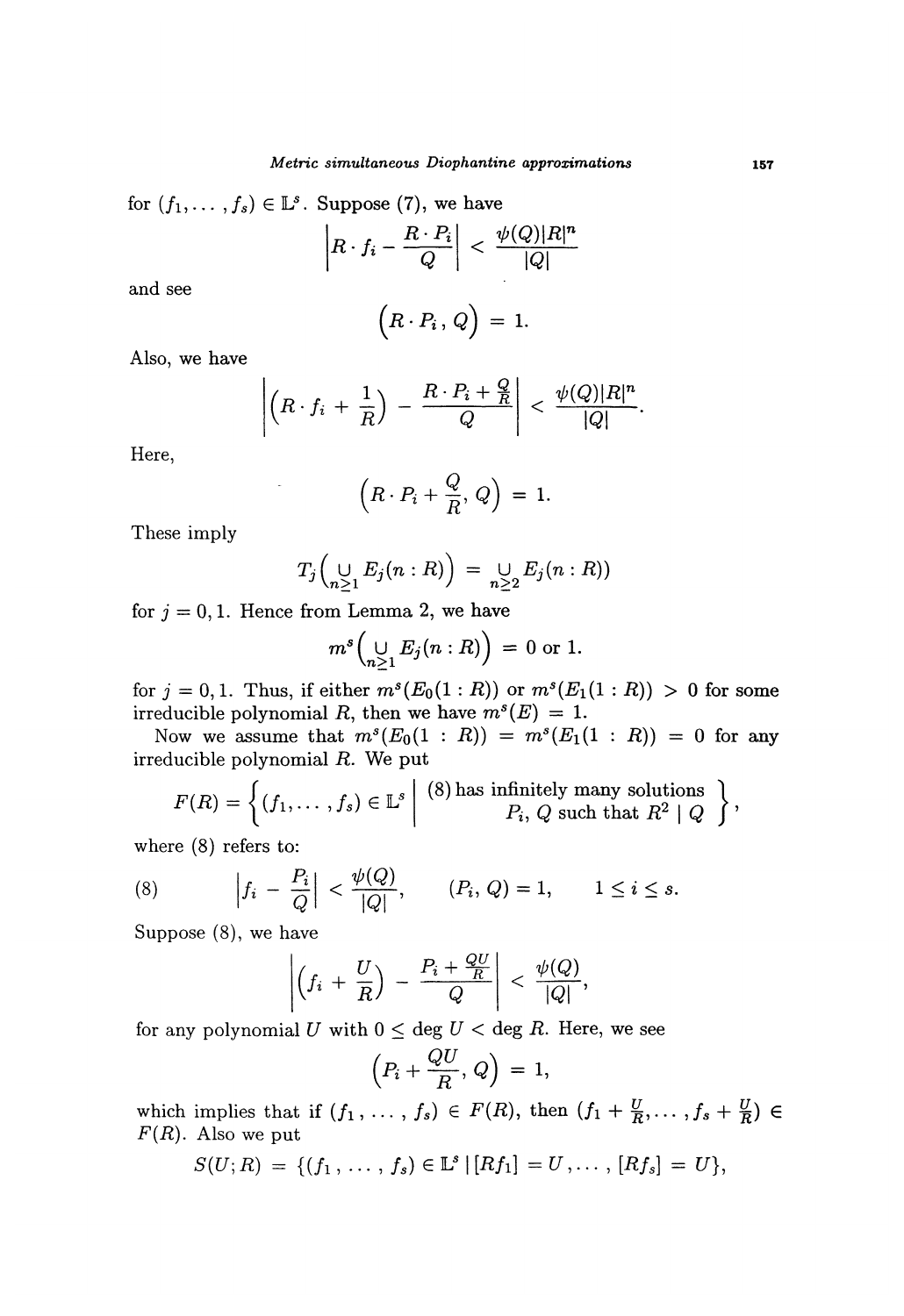for $(f_1, \dots, f_s) \in \mathbb{L}^s$. Suppose (7), we have

$$\left| R \cdot f_i - \frac{R \cdot P_i}{Q} \right| < \frac{\psi(Q)|R|^n}{|Q|}$$

and see

$$\left( R \cdot P_i, Q \right) = 1.$$

Also, we have

$$\left| \left( R \cdot f_i + \frac{1}{R} \right) - \frac{R \cdot P_i + \frac{Q}{R}}{Q} \right| < \frac{\psi(Q)|R|^n}{|Q|}.$$

Here,

$$\left( R \cdot P_i + \frac{Q}{R}, Q \right) = 1.$$

These imply

$$T_j \Big( \bigcup_{n \geq 1} E_j(n : R) \Big) = \bigcup_{n \geq 2} E_j(n : R))$$

for $j = 0, 1$. Hence from Lemma 2, we have

$$m^s \Big( \bigcup_{n \geq 1} E_j(n : R) \Big) = 0 \text{ or } 1.$$

for $j = 0, 1$. Thus, if either $m^s(E_0(1 : R))$ or $m^s(E_1(1 : R)) > 0$ for some irreducible polynomial $R$, then we have $m^s(E) = 1$.

Now we assume that $m^s(E_0(1 : R)) = m^s(E_1(1 : R)) = 0$ for any irreducible polynomial $R$. We put

$$F(R) = \left\{ (f_1, \dots, f_s) \in \mathbb{L}^s \;\middle|\; \begin{array}{r} (8) \text{ has infinitely many solutions} \\ P_i,\, Q \text{ such that } R^2 \mid Q \end{array} \right\},$$

where (8) refers to:

$$\left| f_i - \frac{P_i}{Q} \right| < \frac{\psi(Q)}{|Q|}, \qquad (P_i, Q) = 1, \qquad 1 \leq i \leq s. \tag{8}$$

Suppose (8), we have

$$\left| \left( f_i + \frac{U}{R} \right) - \frac{P_i + \frac{QU}{R}}{Q} \right| < \frac{\psi(Q)}{|Q|},$$

for any polynomial $U$ with $0 \leq \deg U < \deg R$. Here, we see

$$\left( P_i + \frac{QU}{R}, Q \right) = 1,$$

which implies that if $(f_1, \dots, f_s) \in F(R)$, then $(f_1 + \frac{U}{R}, \dots, f_s + \frac{U}{R}) \in F(R)$. Also we put

$$S(U; R) = \{ (f_1, \dots, f_s) \in \mathbb{L}^s \mid [Rf_1] = U, \dots, [Rf_s] = U \},$$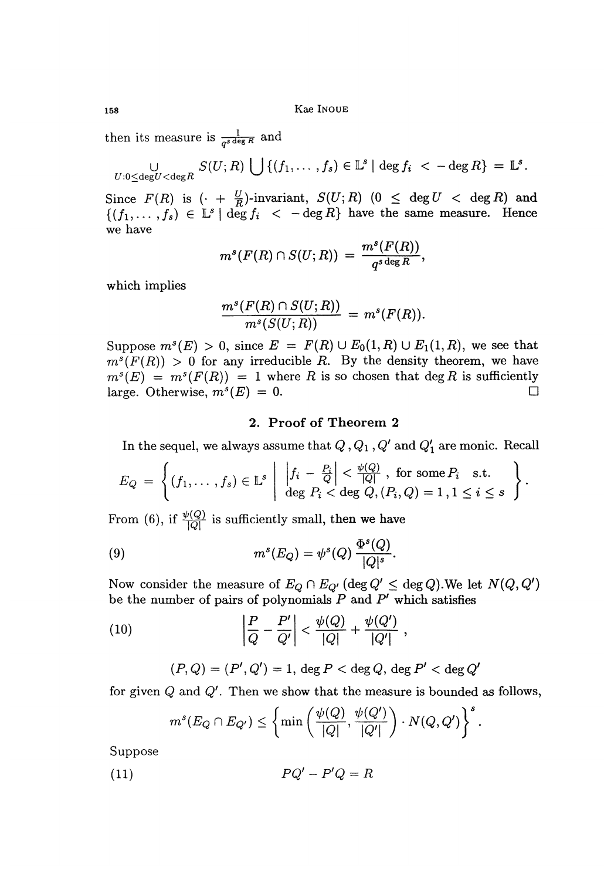then its measure is $\frac{1}{q^{s \deg R}}$ and

$$\bigcup_{U: 0 \le \deg U < \deg R} S(U; R) \bigcup \{(f_1, \cdots, f_s) \in \mathbb{L}^s \mid \deg f_i < -\deg R\} = \mathbb{L}^s.$$

Since $F(R)$ is $(\cdot + \frac{U}{R})$-invariant, $S(U;R)$ $(0 \le \deg U < \deg R)$ and $\{(f_1, \cdots, f_s) \in \mathbb{L}^s \mid \deg f_i < -\deg R\}$ have the same measure. Hence we have

$$m^s(F(R) \cap S(U;R)) = \frac{m^s(F(R))}{q^{s \deg R}},$$

which implies

$$\frac{m^s(F(R) \cap S(U;R))}{m^s(S(U;R))} = m^s(F(R)).$$

Suppose $m^s(E) > 0$, since $E = F(R) \cup E_0(1,R) \cup E_1(1,R)$, we see that $m^s(F(R)) > 0$ for any irreducible $R$. By the density theorem, we have $m^s(E) = m^s(F(R)) = 1$ where $R$ is so chosen that $\deg R$ is sufficiently large. Otherwise, $m^s(E) = 0$. □

## 2. Proof of Theorem 2

In the sequel, we always assume that $Q$, $Q_1$, $Q'$ and $Q'_1$ are monic. Recall

$$E_Q = \left\{ (f_1, \cdots, f_s) \in \mathbb{L}^s \;\middle|\; \begin{array}{l} \left| f_i - \frac{P_i}{Q} \right| < \frac{\psi(Q)}{|Q|}, \text{ for some } P_i \text{ s.t.} \\ \deg P_i < \deg Q, (P_i, Q) = 1, 1 \le i \le s \end{array} \right\}.$$

From (6), if $\frac{\psi(Q)}{|Q|}$ is sufficiently small, then we have

$$m^s(E_Q) = \psi^s(Q) \frac{\Phi^s(Q)}{|Q|^s}. \tag{9}$$

Now consider the measure of $E_Q \cap E_{Q'}$ ($\deg Q' \le \deg Q$).We let $N(Q,Q')$ be the number of pairs of polynomials $P$ and $P'$ which satisfies

$$\left| \frac{P}{Q} - \frac{P'}{Q'} \right| < \frac{\psi(Q)}{|Q|} + \frac{\psi(Q')}{|Q'|}, \tag{10}$$

$$(P,Q) = (P',Q') = 1, \deg P < \deg Q, \deg P' < \deg Q'$$

for given $Q$ and $Q'$. Then we show that the measure is bounded as follows,

$$m^s(E_Q \cap E_{Q'}) \le \left\{ \min\left( \frac{\psi(Q)}{|Q|}, \frac{\psi(Q')}{|Q'|} \right) \cdot N(Q,Q') \right\}^s.$$

Suppose

$$PQ' - P'Q = R \tag{11}$$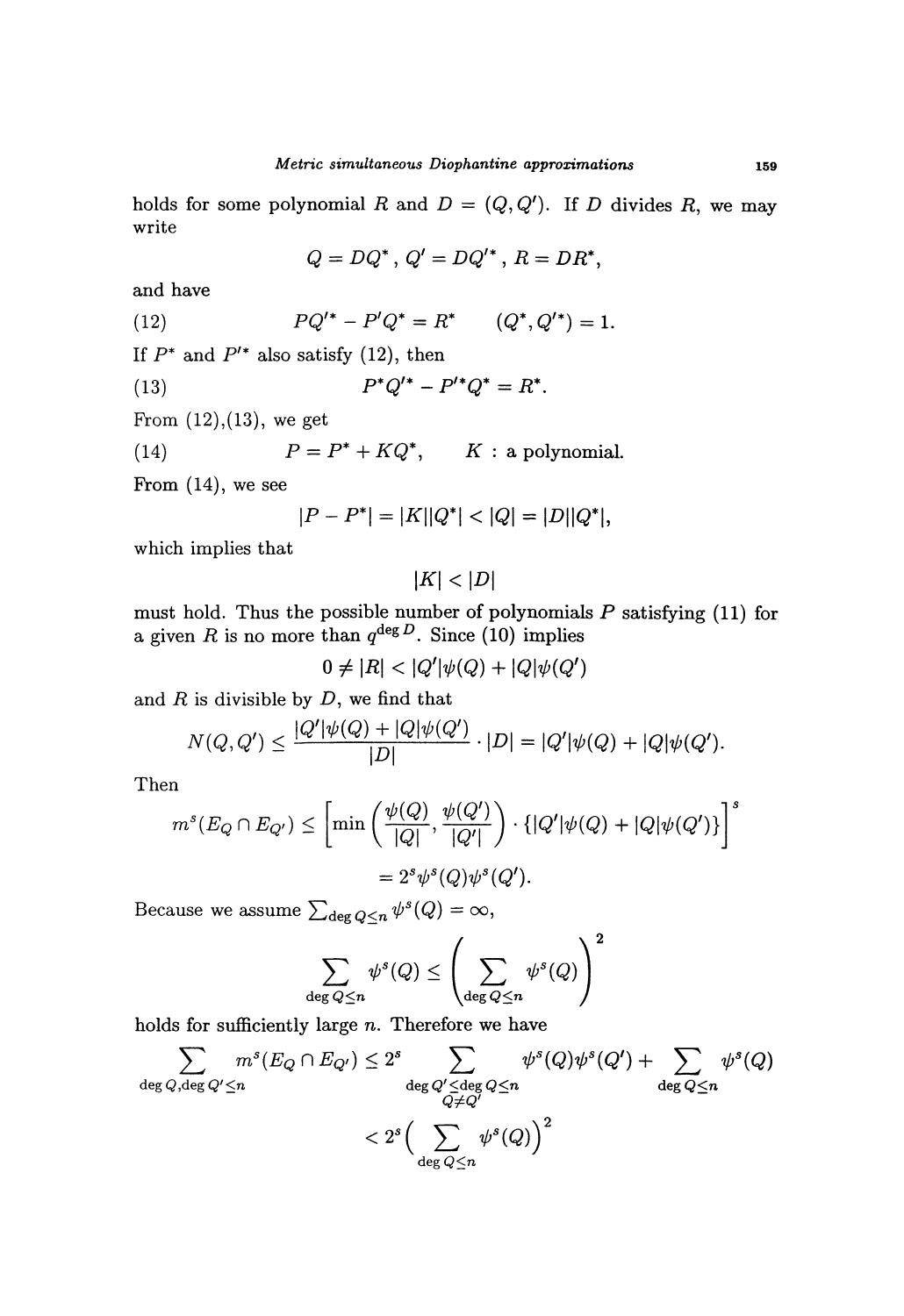holds for some polynomial $R$ and $D = (Q, Q')$. If $D$ divides $R$, we may write

$$Q = DQ^*, \; Q' = DQ'^*, \; R = DR^*,$$

and have

$$PQ'^* - P'Q^* = R^* \qquad (Q^*, Q'^*) = 1. \tag{12}$$

If $P^*$ and $P'^*$ also satisfy (12), then

$$P^*Q'^* - P'^*Q^* = R^*. \tag{13}$$

From (12),(13), we get

$$P = P^* + KQ^*, \qquad K \text{ : a polynomial.} \tag{14}$$

From (14), we see

$$|P - P^*| = |K||Q^*| < |Q| = |D||Q^*|,$$

which implies that

$$|K| < |D|$$

must hold. Thus the possible number of polynomials $P$ satisfying (11) for a given $R$ is no more than $q^{\deg D}$. Since (10) implies

$$0 \neq |R| < |Q'|\psi(Q) + |Q|\psi(Q')$$

and $R$ is divisible by $D$, we find that

$$N(Q, Q') \leq \frac{|Q'|\psi(Q) + |Q|\psi(Q')}{|D|} \cdot |D| = |Q'|\psi(Q) + |Q|\psi(Q').$$

Then

$$\begin{aligned} m^s(E_Q \cap E_{Q'}) &\leq \left[\min\left(\frac{\psi(Q)}{|Q|}, \frac{\psi(Q')}{|Q'|}\right) \cdot \{|Q'|\psi(Q) + |Q|\psi(Q')\}\right]^s \\ &= 2^s \psi^s(Q)\psi^s(Q'). \end{aligned}$$

Because we assume $\sum_{\deg Q \leq n} \psi^s(Q) = \infty$,

$$\sum_{\deg Q \leq n} \psi^s(Q) \leq \left(\sum_{\deg Q \leq n} \psi^s(Q)\right)^2$$

holds for sufficiently large $n$. Therefore we have

$$\begin{aligned} \sum_{\deg Q, \deg Q' \leq n} m^s(E_Q \cap E_{Q'}) &\leq 2^s \sum_{\substack{\deg Q' \leq \deg Q \leq n \\ Q \neq Q'}} \psi^s(Q)\psi^s(Q') + \sum_{\deg Q \leq n} \psi^s(Q) \\ &< 2^s \Big(\sum_{\deg Q \leq n} \psi^s(Q)\Big)^2 \end{aligned}$$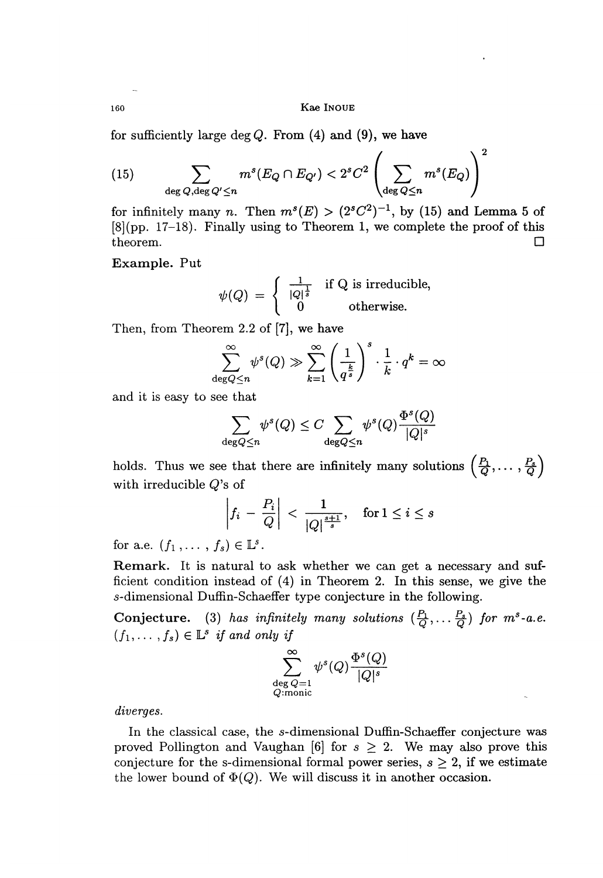for sufficiently large $\deg Q$. From (4) and (9), we have

$$(15) \qquad \sum_{\deg Q, \deg Q' \leq n} m^s(E_Q \cap E_{Q'}) < 2^s C^2 \left( \sum_{\deg Q \leq n} m^s(E_Q) \right)^2$$

for infinitely many $n$. Then $m^s(E) > (2^s C^2)^{-1}$, by (15) and Lemma 5 of [8](pp. 17–18). Finally using to Theorem 1, we complete the proof of this theorem. $\square$

**Example.** Put

$$\psi(Q) = \begin{cases} \frac{1}{|Q|^{\frac{1}{s}}} & \text{if Q is irreducible,} \\ 0 & \text{otherwise.} \end{cases}$$

Then, from Theorem 2.2 of [7], we have

$$\sum_{\deg Q \leq n}^{\infty} \psi^s(Q) \gg \sum_{k=1}^{\infty} \left( \frac{1}{q^{\frac{k}{s}}} \right)^s \cdot \frac{1}{k} \cdot q^k = \infty$$

and it is easy to see that

$$\sum_{\deg Q \leq n} \psi^s(Q) \leq C \sum_{\deg Q \leq n} \psi^s(Q) \frac{\Phi^s(Q)}{|Q|^s}$$

holds. Thus we see that there are infinitely many solutions $\left( \frac{P_1}{Q}, \ldots, \frac{P_s}{Q} \right)$ with irreducible $Q$'s of

$$\left| f_i - \frac{P_i}{Q} \right| < \frac{1}{|Q|^{\frac{s+1}{s}}}, \quad \text{for } 1 \leq i \leq s$$

for a.e. $(f_1, \ldots, f_s) \in \mathbb{L}^s$.

**Remark.** It is natural to ask whether we can get a necessary and sufficient condition instead of (4) in Theorem 2. In this sense, we give the $s$-dimensional Duffin-Schaeffer type conjecture in the following.

**Conjecture.** *(3) has infinitely many solutions $(\frac{P_1}{Q}, \ldots \frac{P_s}{Q})$ for $m^s$-a.e. $(f_1, \ldots, f_s) \in \mathbb{L}^s$ if and only if*

$$\sum_{\substack{\deg Q = 1 \\ Q:\text{monic}}}^{\infty} \psi^s(Q) \frac{\Phi^s(Q)}{|Q|^s}$$

*diverges.*

In the classical case, the $s$-dimensional Duffin-Schaeffer conjecture was proved Pollington and Vaughan [6] for $s \geq 2$. We may also prove this conjecture for the s-dimensional formal power series, $s \geq 2$, if we estimate the lower bound of $\Phi(Q)$. We will discuss it in another occasion.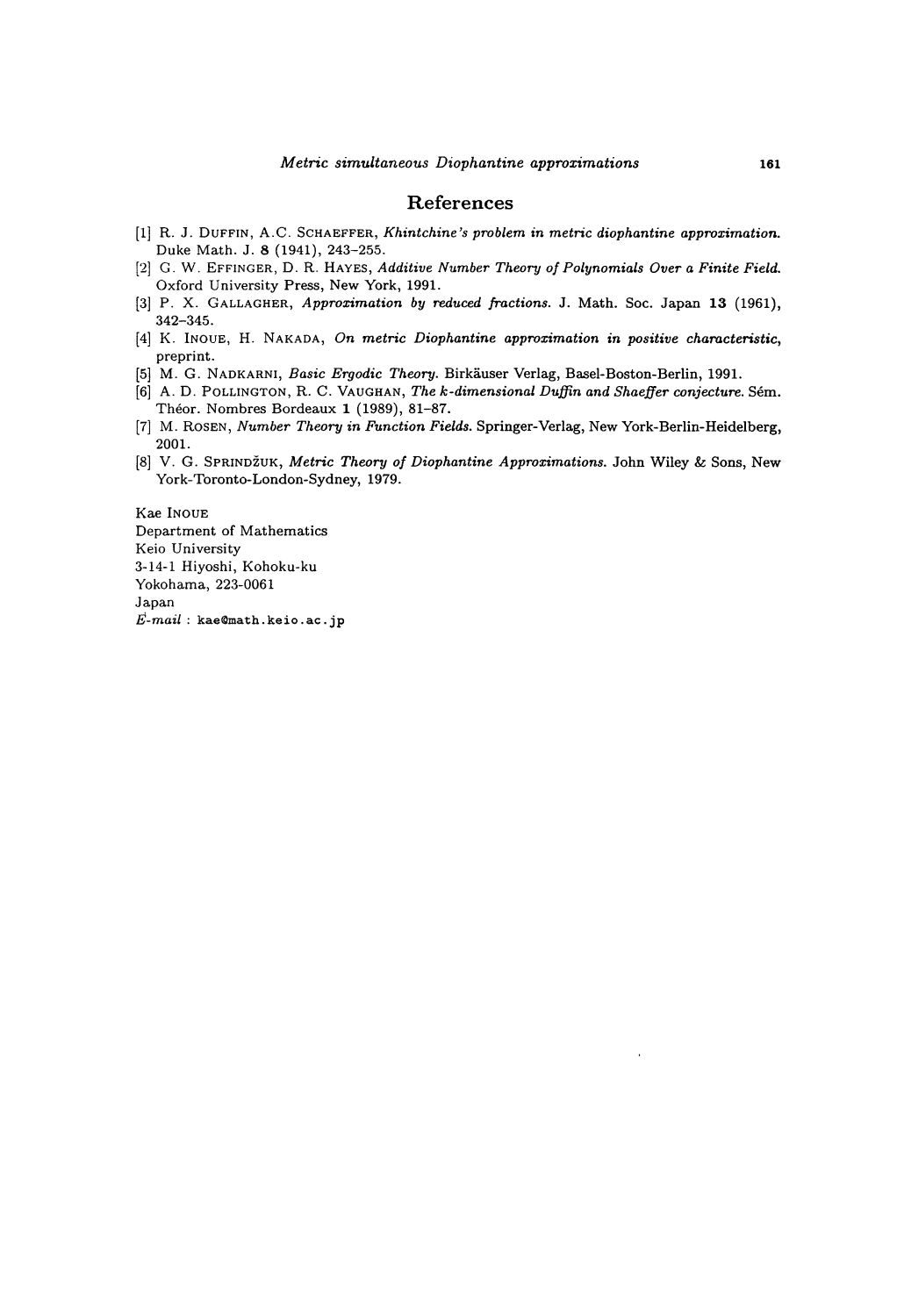## References

[1] R. J. Duffin, A.C. Schaeffer, *Khintchine's problem in metric diophantine approximation.* Duke Math. J. **8** (1941), 243–255.

[2] G. W. Effinger, D. R. Hayes, *Additive Number Theory of Polynomials Over a Finite Field.* Oxford University Press, New York, 1991.

[3] P. X. Gallagher, *Approximation by reduced fractions.* J. Math. Soc. Japan **13** (1961), 342–345.

[4] K. Inoue, H. Nakada, *On metric Diophantine approximation in positive characteristic,* preprint.

[5] M. G. Nadkarni, *Basic Ergodic Theory.* Birkäuser Verlag, Basel-Boston-Berlin, 1991.

[6] A. D. Pollington, R. C. Vaughan, *The k-dimensional Duffin and Shaeffer conjecture.* Sém. Théor. Nombres Bordeaux **1** (1989), 81–87.

[7] M. Rosen, *Number Theory in Function Fields.* Springer-Verlag, New York-Berlin-Heidelberg, 2001.

[8] V. G. Sprindžuk, *Metric Theory of Diophantine Approximations.* John Wiley & Sons, New York-Toronto-London-Sydney, 1979.

Kae Inoue
Department of Mathematics
Keio University
3-14-1 Hiyoshi, Kohoku-ku
Yokohama, 223-0061
Japan
*E-mail* : kae@math.keio.ac.jp